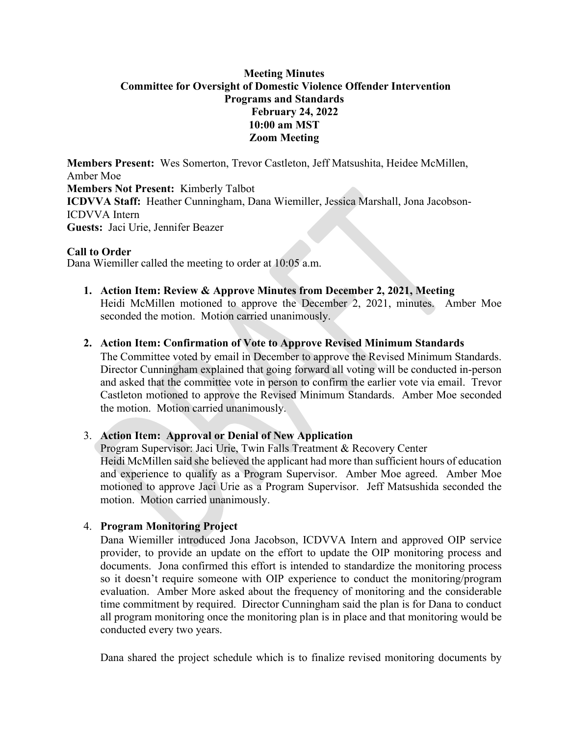**Meeting Minutes**
**Committee for Oversight of Domestic Violence Offender Intervention Programs and Standards**
**February 24, 2022**
**10:00 am MST**
**Zoom Meeting**

**Members Present:** Wes Somerton, Trevor Castleton, Jeff Matsushita, Heidee McMillen, Amber Moe
**Members Not Present:** Kimberly Talbot
**ICDVVA Staff:** Heather Cunningham, Dana Wiemiller, Jessica Marshall, Jona Jacobson- ICDVVA Intern
**Guests:** Jaci Urie, Jennifer Beazer

**Call to Order**
Dana Wiemiller called the meeting to order at 10:05 a.m.

1. **Action Item: Review & Approve Minutes from December 2, 2021, Meeting**
   Heidi McMillen motioned to approve the December 2, 2021, minutes. Amber Moe seconded the motion. Motion carried unanimously.

2. **Action Item: Confirmation of Vote to Approve Revised Minimum Standards**
   The Committee voted by email in December to approve the Revised Minimum Standards. Director Cunningham explained that going forward all voting will be conducted in-person and asked that the committee vote in person to confirm the earlier vote via email. Trevor Castleton motioned to approve the Revised Minimum Standards. Amber Moe seconded the motion. Motion carried unanimously.

3. **Action Item: Approval or Denial of New Application**
   Program Supervisor: Jaci Urie, Twin Falls Treatment & Recovery Center
   Heidi McMillen said she believed the applicant had more than sufficient hours of education and experience to qualify as a Program Supervisor. Amber Moe agreed. Amber Moe motioned to approve Jaci Urie as a Program Supervisor. Jeff Matsushida seconded the motion. Motion carried unanimously.

4. **Program Monitoring Project**
   Dana Wiemiller introduced Jona Jacobson, ICDVVA Intern and approved OIP service provider, to provide an update on the effort to update the OIP monitoring process and documents. Jona confirmed this effort is intended to standardize the monitoring process so it doesn't require someone with OIP experience to conduct the monitoring/program evaluation. Amber More asked about the frequency of monitoring and the considerable time commitment by required. Director Cunningham said the plan is for Dana to conduct all program monitoring once the monitoring plan is in place and that monitoring would be conducted every two years.

   Dana shared the project schedule which is to finalize revised monitoring documents by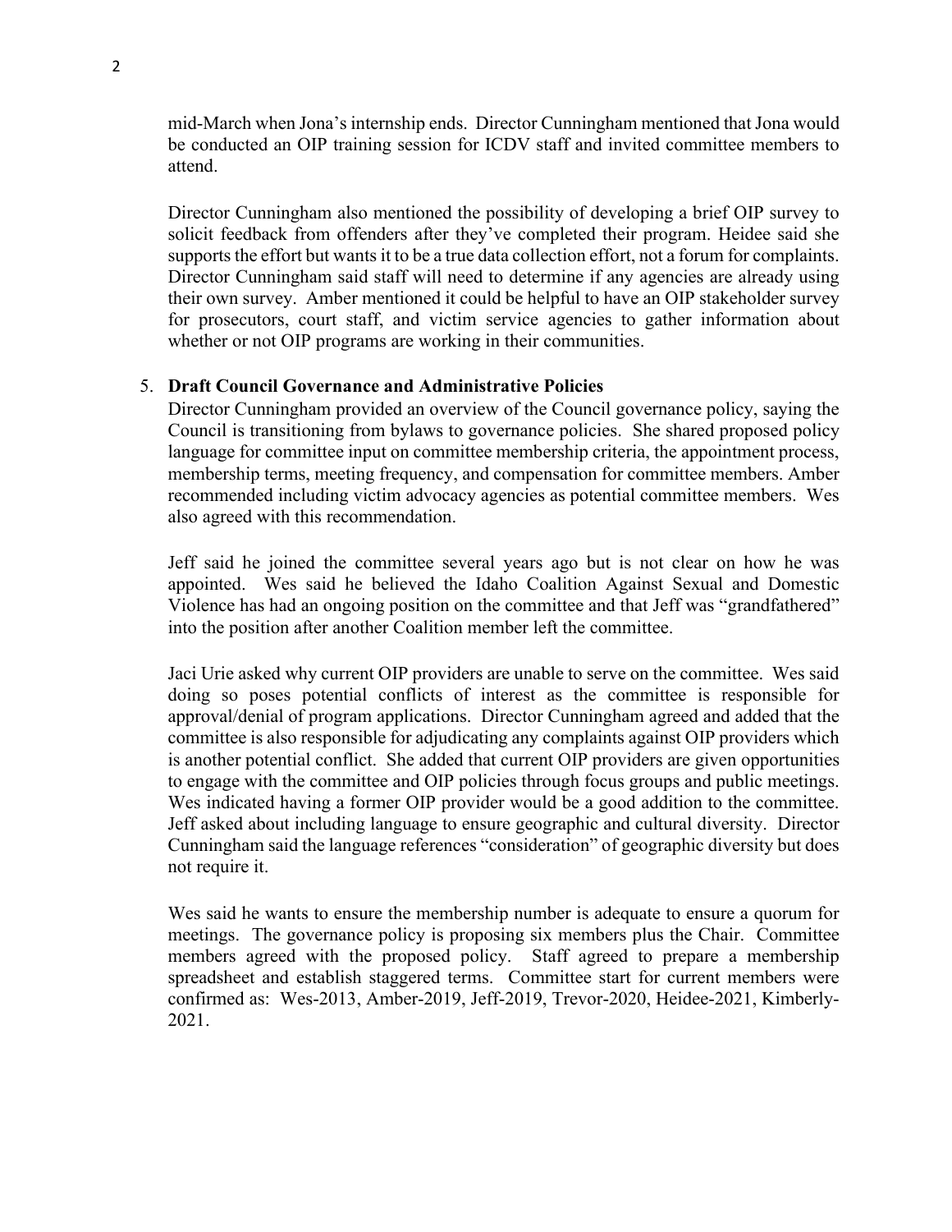mid-March when Jona's internship ends. Director Cunningham mentioned that Jona would be conducted an OIP training session for ICDV staff and invited committee members to attend.

Director Cunningham also mentioned the possibility of developing a brief OIP survey to solicit feedback from offenders after they've completed their program. Heidee said she supports the effort but wants it to be a true data collection effort, not a forum for complaints. Director Cunningham said staff will need to determine if any agencies are already using their own survey. Amber mentioned it could be helpful to have an OIP stakeholder survey for prosecutors, court staff, and victim service agencies to gather information about whether or not OIP programs are working in their communities.

5. **Draft Council Governance and Administrative Policies**

   Director Cunningham provided an overview of the Council governance policy, saying the Council is transitioning from bylaws to governance policies. She shared proposed policy language for committee input on committee membership criteria, the appointment process, membership terms, meeting frequency, and compensation for committee members. Amber recommended including victim advocacy agencies as potential committee members. Wes also agreed with this recommendation.

   Jeff said he joined the committee several years ago but is not clear on how he was appointed. Wes said he believed the Idaho Coalition Against Sexual and Domestic Violence has had an ongoing position on the committee and that Jeff was "grandfathered" into the position after another Coalition member left the committee.

   Jaci Urie asked why current OIP providers are unable to serve on the committee. Wes said doing so poses potential conflicts of interest as the committee is responsible for approval/denial of program applications. Director Cunningham agreed and added that the committee is also responsible for adjudicating any complaints against OIP providers which is another potential conflict. She added that current OIP providers are given opportunities to engage with the committee and OIP policies through focus groups and public meetings. Wes indicated having a former OIP provider would be a good addition to the committee. Jeff asked about including language to ensure geographic and cultural diversity. Director Cunningham said the language references "consideration" of geographic diversity but does not require it.

   Wes said he wants to ensure the membership number is adequate to ensure a quorum for meetings. The governance policy is proposing six members plus the Chair. Committee members agreed with the proposed policy. Staff agreed to prepare a membership spreadsheet and establish staggered terms. Committee start for current members were confirmed as: Wes-2013, Amber-2019, Jeff-2019, Trevor-2020, Heidee-2021, Kimberly-2021.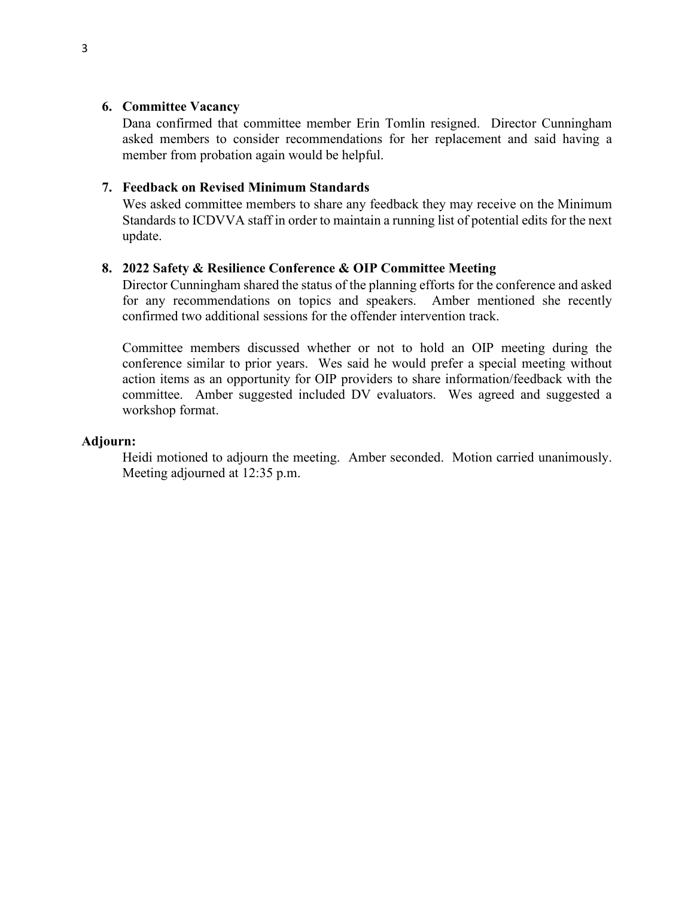6. **Committee Vacancy**

   Dana confirmed that committee member Erin Tomlin resigned. Director Cunningham asked members to consider recommendations for her replacement and said having a member from probation again would be helpful.

7. **Feedback on Revised Minimum Standards**

   Wes asked committee members to share any feedback they may receive on the Minimum Standards to ICDVVA staff in order to maintain a running list of potential edits for the next update.

8. **2022 Safety & Resilience Conference & OIP Committee Meeting**

   Director Cunningham shared the status of the planning efforts for the conference and asked for any recommendations on topics and speakers. Amber mentioned she recently confirmed two additional sessions for the offender intervention track.

   Committee members discussed whether or not to hold an OIP meeting during the conference similar to prior years. Wes said he would prefer a special meeting without action items as an opportunity for OIP providers to share information/feedback with the committee. Amber suggested included DV evaluators. Wes agreed and suggested a workshop format.

**Adjourn:**

Heidi motioned to adjourn the meeting. Amber seconded. Motion carried unanimously. Meeting adjourned at 12:35 p.m.